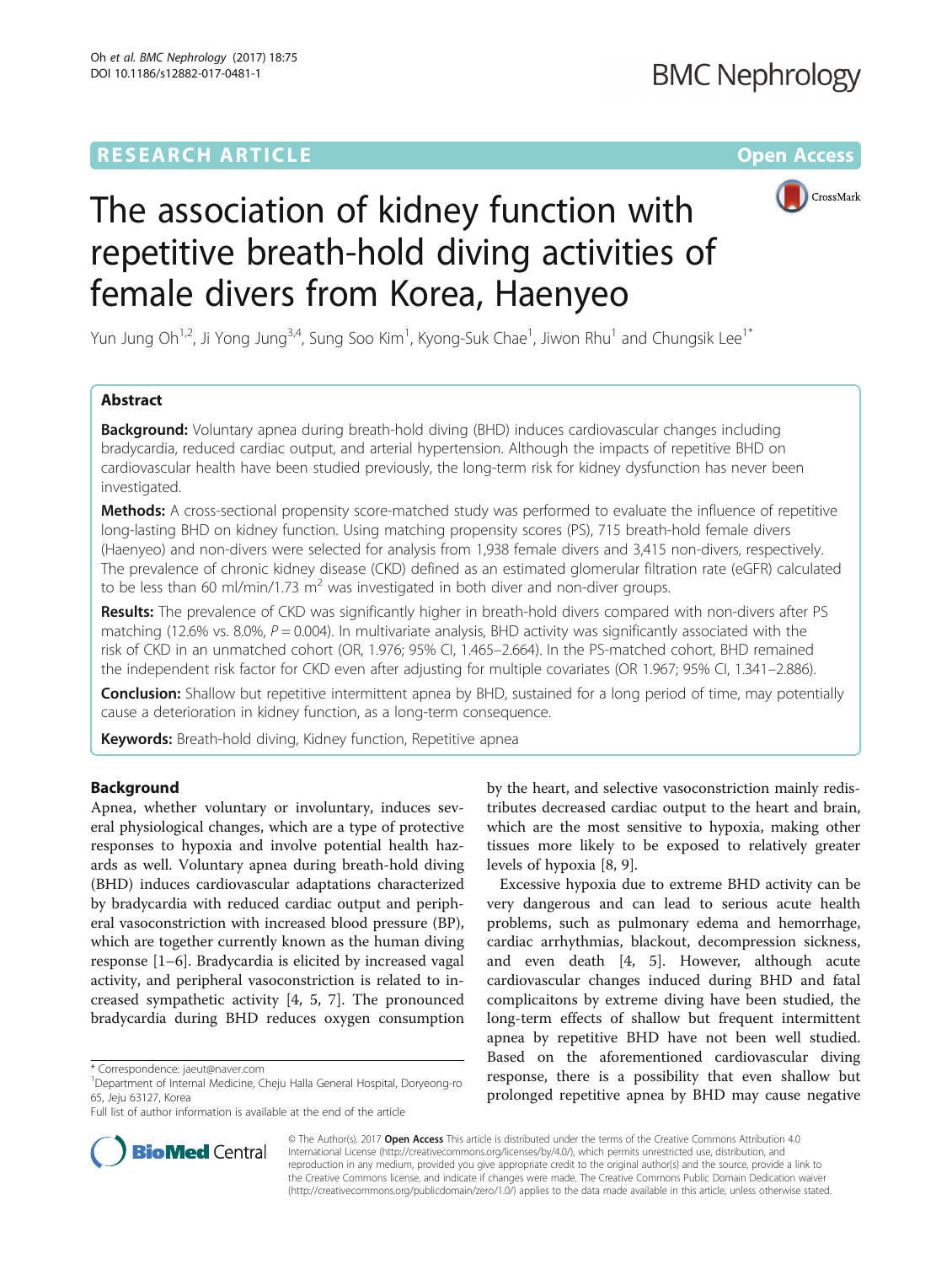RESEARCH ARTICLE

Open Access

# The association of kidney function with repetitive breath-hold diving activities of female divers from Korea, Haenyeo

Yun Jung Oh[1,2], Ji Yong Jung[3,4], Sung Soo Kim[1], Kyong-Suk Chae[1], Jiwon Rhu[1] and Chungsik Lee[1*]

## Abstract

**Background:** Voluntary apnea during breath-hold diving (BHD) induces cardiovascular changes including bradycardia, reduced cardiac output, and arterial hypertension. Although the impacts of repetitive BHD on cardiovascular health have been studied previously, the long-term risk for kidney dysfunction has never been investigated.

**Methods:** A cross-sectional propensity score-matched study was performed to evaluate the influence of repetitive long-lasting BHD on kidney function. Using matching propensity scores (PS), 715 breath-hold female divers (Haenyeo) and non-divers were selected for analysis from 1,938 female divers and 3,415 non-divers, respectively. The prevalence of chronic kidney disease (CKD) defined as an estimated glomerular filtration rate (eGFR) calculated to be less than 60 ml/min/1.73 m$^2$ was investigated in both diver and non-diver groups.

**Results:** The prevalence of CKD was significantly higher in breath-hold divers compared with non-divers after PS matching (12.6% vs. 8.0%, $P = 0.004$). In multivariate analysis, BHD activity was significantly associated with the risk of CKD in an unmatched cohort (OR, 1.976; 95% CI, 1.465–2.664). In the PS-matched cohort, BHD remained the independent risk factor for CKD even after adjusting for multiple covariates (OR 1.967; 95% CI, 1.341–2.886).

**Conclusion:** Shallow but repetitive intermittent apnea by BHD, sustained for a long period of time, may potentially cause a deterioration in kidney function, as a long-term consequence.

**Keywords:** Breath-hold diving, Kidney function, Repetitive apnea

## Background

Apnea, whether voluntary or involuntary, induces several physiological changes, which are a type of protective responses to hypoxia and involve potential health hazards as well. Voluntary apnea during breath-hold diving (BHD) induces cardiovascular adaptations characterized by bradycardia with reduced cardiac output and peripheral vasoconstriction with increased blood pressure (BP), which are together currently known as the human diving response [1–6]. Bradycardia is elicited by increased vagal activity, and peripheral vasoconstriction is related to increased sympathetic activity [4, 5, 7]. The pronounced bradycardia during BHD reduces oxygen consumption by the heart, and selective vasoconstriction mainly redistributes decreased cardiac output to the heart and brain, which are the most sensitive to hypoxia, making other tissues more likely to be exposed to relatively greater levels of hypoxia [8, 9].

Excessive hypoxia due to extreme BHD activity can be very dangerous and can lead to serious acute health problems, such as pulmonary edema and hemorrhage, cardiac arrhythmias, blackout, decompression sickness, and even death [4, 5]. However, although acute cardiovascular changes induced during BHD and fatal complicaitons by extreme diving have been studied, the long-term effects of shallow but frequent intermittent apnea by repetitive BHD have not been well studied. Based on the aforementioned cardiovascular diving response, there is a possibility that even shallow but prolonged repetitive apnea by BHD may cause negative

\* Correspondence: jaeut@naver.com
[1]Department of Internal Medicine, Cheju Halla General Hospital, Doryeong-ro 65, Jeju 63127, Korea
Full list of author information is available at the end of the article

© The Author(s). 2017 **Open Access** This article is distributed under the terms of the Creative Commons Attribution 4.0 International License (http://creativecommons.org/licenses/by/4.0/), which permits unrestricted use, distribution, and reproduction in any medium, provided you give appropriate credit to the original author(s) and the source, provide a link to the Creative Commons license, and indicate if changes were made. The Creative Commons Public Domain Dedication waiver (http://creativecommons.org/publicdomain/zero/1.0/) applies to the data made available in this article, unless otherwise stated.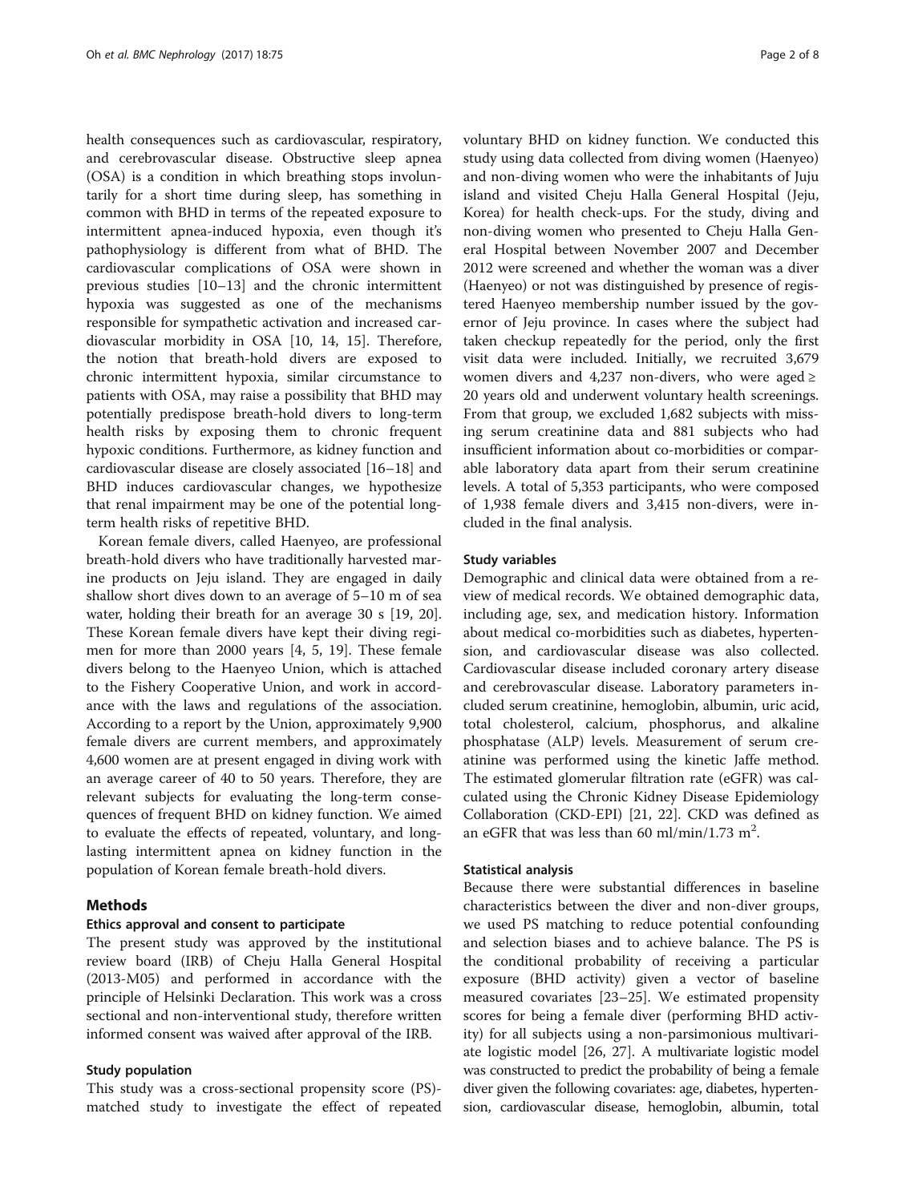health consequences such as cardiovascular, respiratory, and cerebrovascular disease. Obstructive sleep apnea (OSA) is a condition in which breathing stops involuntarily for a short time during sleep, has something in common with BHD in terms of the repeated exposure to intermittent apnea-induced hypoxia, even though it's pathophysiology is different from what of BHD. The cardiovascular complications of OSA were shown in previous studies [10–13] and the chronic intermittent hypoxia was suggested as one of the mechanisms responsible for sympathetic activation and increased cardiovascular morbidity in OSA [10, 14, 15]. Therefore, the notion that breath-hold divers are exposed to chronic intermittent hypoxia, similar circumstance to patients with OSA, may raise a possibility that BHD may potentially predispose breath-hold divers to long-term health risks by exposing them to chronic frequent hypoxic conditions. Furthermore, as kidney function and cardiovascular disease are closely associated [16–18] and BHD induces cardiovascular changes, we hypothesize that renal impairment may be one of the potential long-term health risks of repetitive BHD.

Korean female divers, called Haenyeo, are professional breath-hold divers who have traditionally harvested marine products on Jeju island. They are engaged in daily shallow short dives down to an average of 5–10 m of sea water, holding their breath for an average 30 s [19, 20]. These Korean female divers have kept their diving regimen for more than 2000 years [4, 5, 19]. These female divers belong to the Haenyeo Union, which is attached to the Fishery Cooperative Union, and work in accordance with the laws and regulations of the association. According to a report by the Union, approximately 9,900 female divers are current members, and approximately 4,600 women are at present engaged in diving work with an average career of 40 to 50 years. Therefore, they are relevant subjects for evaluating the long-term consequences of frequent BHD on kidney function. We aimed to evaluate the effects of repeated, voluntary, and long-lasting intermittent apnea on kidney function in the population of Korean female breath-hold divers.

## Methods

### Ethics approval and consent to participate

The present study was approved by the institutional review board (IRB) of Cheju Halla General Hospital (2013-M05) and performed in accordance with the principle of Helsinki Declaration. This work was a cross sectional and non-interventional study, therefore written informed consent was waived after approval of the IRB.

### Study population

This study was a cross-sectional propensity score (PS)-matched study to investigate the effect of repeated voluntary BHD on kidney function. We conducted this study using data collected from diving women (Haenyeo) and non-diving women who were the inhabitants of Juju island and visited Cheju Halla General Hospital (Jeju, Korea) for health check-ups. For the study, diving and non-diving women who presented to Cheju Halla General Hospital between November 2007 and December 2012 were screened and whether the woman was a diver (Haenyeo) or not was distinguished by presence of registered Haenyeo membership number issued by the governor of Jeju province. In cases where the subject had taken checkup repeatedly for the period, only the first visit data were included. Initially, we recruited 3,679 women divers and 4,237 non-divers, who were aged ≥ 20 years old and underwent voluntary health screenings. From that group, we excluded 1,682 subjects with missing serum creatinine data and 881 subjects who had insufficient information about co-morbidities or comparable laboratory data apart from their serum creatinine levels. A total of 5,353 participants, who were composed of 1,938 female divers and 3,415 non-divers, were included in the final analysis.

### Study variables

Demographic and clinical data were obtained from a review of medical records. We obtained demographic data, including age, sex, and medication history. Information about medical co-morbidities such as diabetes, hypertension, and cardiovascular disease was also collected. Cardiovascular disease included coronary artery disease and cerebrovascular disease. Laboratory parameters included serum creatinine, hemoglobin, albumin, uric acid, total cholesterol, calcium, phosphorus, and alkaline phosphatase (ALP) levels. Measurement of serum creatinine was performed using the kinetic Jaffe method. The estimated glomerular filtration rate (eGFR) was calculated using the Chronic Kidney Disease Epidemiology Collaboration (CKD-EPI) [21, 22]. CKD was defined as an eGFR that was less than 60 ml/min/1.73 m$^2$.

### Statistical analysis

Because there were substantial differences in baseline characteristics between the diver and non-diver groups, we used PS matching to reduce potential confounding and selection biases and to achieve balance. The PS is the conditional probability of receiving a particular exposure (BHD activity) given a vector of baseline measured covariates [23–25]. We estimated propensity scores for being a female diver (performing BHD activity) for all subjects using a non-parsimonious multivariate logistic model [26, 27]. A multivariate logistic model was constructed to predict the probability of being a female diver given the following covariates: age, diabetes, hypertension, cardiovascular disease, hemoglobin, albumin, total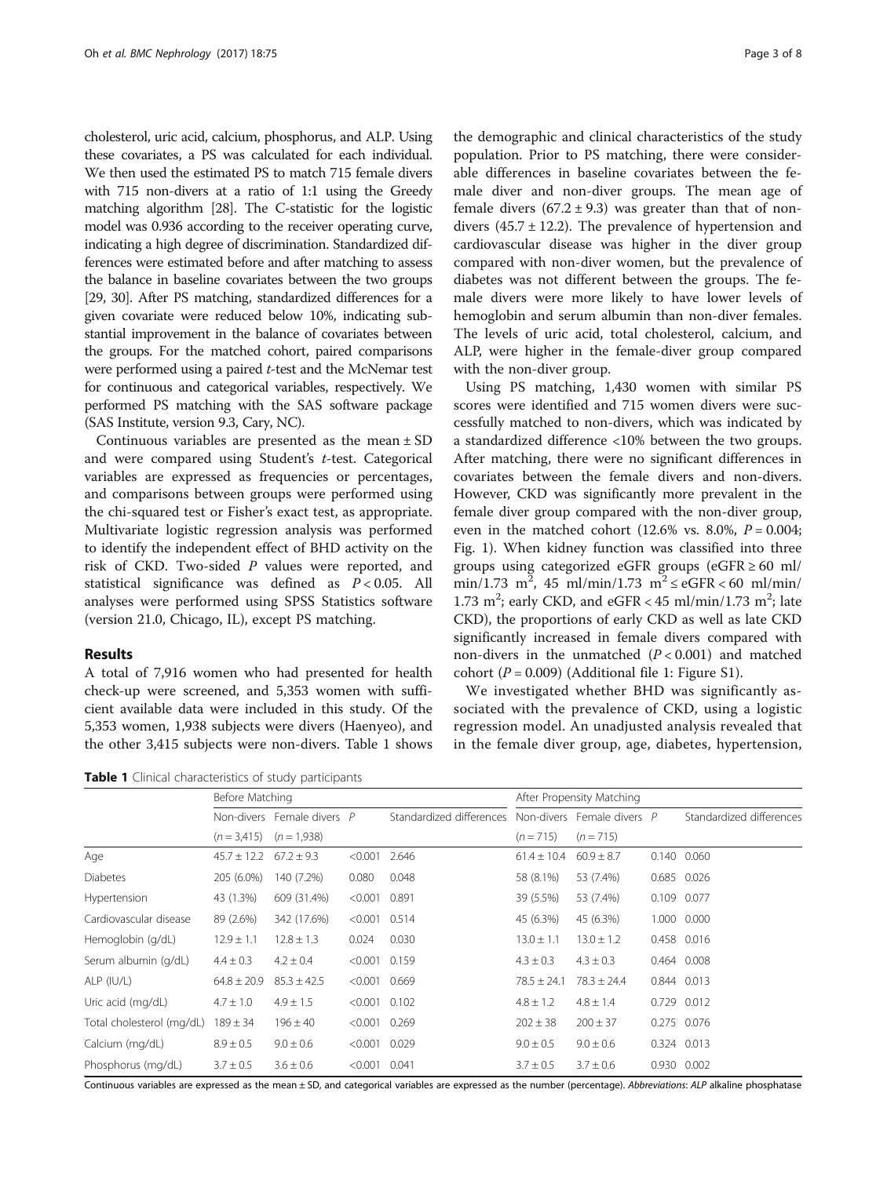cholesterol, uric acid, calcium, phosphorus, and ALP. Using these covariates, a PS was calculated for each individual. We then used the estimated PS to match 715 female divers with 715 non-divers at a ratio of 1:1 using the Greedy matching algorithm [28]. The C-statistic for the logistic model was 0.936 according to the receiver operating curve, indicating a high degree of discrimination. Standardized differences were estimated before and after matching to assess the balance in baseline covariates between the two groups [29, 30]. After PS matching, standardized differences for a given covariate were reduced below 10%, indicating substantial improvement in the balance of covariates between the groups. For the matched cohort, paired comparisons were performed using a paired *t*-test and the McNemar test for continuous and categorical variables, respectively. We performed PS matching with the SAS software package (SAS Institute, version 9.3, Cary, NC).

Continuous variables are presented as the mean ± SD and were compared using Student's *t*-test. Categorical variables are expressed as frequencies or percentages, and comparisons between groups were performed using the chi-squared test or Fisher's exact test, as appropriate. Multivariate logistic regression analysis was performed to identify the independent effect of BHD activity on the risk of CKD. Two-sided *P* values were reported, and statistical significance was defined as $P < 0.05$. All analyses were performed using SPSS Statistics software (version 21.0, Chicago, IL), except PS matching.

## Results

A total of 7,916 women who had presented for health check-up were screened, and 5,353 women with sufficient available data were included in this study. Of the 5,353 women, 1,938 subjects were divers (Haenyeo), and the other 3,415 subjects were non-divers. Table 1 shows the demographic and clinical characteristics of the study population. Prior to PS matching, there were considerable differences in baseline covariates between the female diver and non-diver groups. The mean age of female divers (67.2 ± 9.3) was greater than that of non-divers (45.7 ± 12.2). The prevalence of hypertension and cardiovascular disease was higher in the diver group compared with non-diver women, but the prevalence of diabetes was not different between the groups. The female divers were more likely to have lower levels of hemoglobin and serum albumin than non-diver females. The levels of uric acid, total cholesterol, calcium, and ALP, were higher in the female-diver group compared with the non-diver group.

Using PS matching, 1,430 women with similar PS scores were identified and 715 women divers were successfully matched to non-divers, which was indicated by a standardized difference <10% between the two groups. After matching, there were no significant differences in covariates between the female divers and non-divers. However, CKD was significantly more prevalent in the female diver group compared with the non-diver group, even in the matched cohort (12.6% vs. 8.0%, $P = 0.004$; Fig. 1). When kidney function was classified into three groups using categorized eGFR groups (eGFR ≥ 60 ml/min/1.73 m$^2$, 45 ml/min/1.73 m$^2$ ≤ eGFR < 60 ml/min/1.73 m$^2$; early CKD, and eGFR < 45 ml/min/1.73 m$^2$; late CKD), the proportions of early CKD as well as late CKD significantly increased in female divers compared with non-divers in the unmatched ($P < 0.001$) and matched cohort ($P = 0.009$) (Additional file 1: Figure S1).

We investigated whether BHD was significantly associated with the prevalence of CKD, using a logistic regression model. An unadjusted analysis revealed that in the female diver group, age, diabetes, hypertension,

**Table 1** Clinical characteristics of study participants

| | Before Matching | | | | After Propensity Matching | | | |
|---|---|---|---|---|---|---|---|---|
| | Non-divers | Female divers | *P* | Standardized differences | Non-divers | Female divers | *P* | Standardized differences |
| | (*n* = 3,415) | (*n* = 1,938) | | | (*n* = 715) | (*n* = 715) | | |
| Age | 45.7 ± 12.2 | 67.2 ± 9.3 | <0.001 | 2.646 | 61.4 ± 10.4 | 60.9 ± 8.7 | 0.140 | 0.060 |
| Diabetes | 205 (6.0%) | 140 (7.2%) | 0.080 | 0.048 | 58 (8.1%) | 53 (7.4%) | 0.685 | 0.026 |
| Hypertension | 43 (1.3%) | 609 (31.4%) | <0.001 | 0.891 | 39 (5.5%) | 53 (7.4%) | 0.109 | 0.077 |
| Cardiovascular disease | 89 (2.6%) | 342 (17.6%) | <0.001 | 0.514 | 45 (6.3%) | 45 (6.3%) | 1.000 | 0.000 |
| Hemoglobin (g/dL) | 12.9 ± 1.1 | 12.8 ± 1.3 | 0.024 | 0.030 | 13.0 ± 1.1 | 13.0 ± 1.2 | 0.458 | 0.016 |
| Serum albumin (g/dL) | 4.4 ± 0.3 | 4.2 ± 0.4 | <0.001 | 0.159 | 4.3 ± 0.3 | 4.3 ± 0.3 | 0.464 | 0.008 |
| ALP (IU/L) | 64.8 ± 20.9 | 85.3 ± 42.5 | <0.001 | 0.669 | 78.5 ± 24.1 | 78.3 ± 24.4 | 0.844 | 0.013 |
| Uric acid (mg/dL) | 4.7 ± 1.0 | 4.9 ± 1.5 | <0.001 | 0.102 | 4.8 ± 1.2 | 4.8 ± 1.4 | 0.729 | 0.012 |
| Total cholesterol (mg/dL) | 189 ± 34 | 196 ± 40 | <0.001 | 0.269 | 202 ± 38 | 200 ± 37 | 0.275 | 0.076 |
| Calcium (mg/dL) | 8.9 ± 0.5 | 9.0 ± 0.6 | <0.001 | 0.029 | 9.0 ± 0.5 | 9.0 ± 0.6 | 0.324 | 0.013 |
| Phosphorus (mg/dL) | 3.7 ± 0.5 | 3.6 ± 0.6 | <0.001 | 0.041 | 3.7 ± 0.5 | 3.7 ± 0.6 | 0.930 | 0.002 |

Continuous variables are expressed as the mean ± SD, and categorical variables are expressed as the number (percentage). *Abbreviations*: *ALP* alkaline phosphatase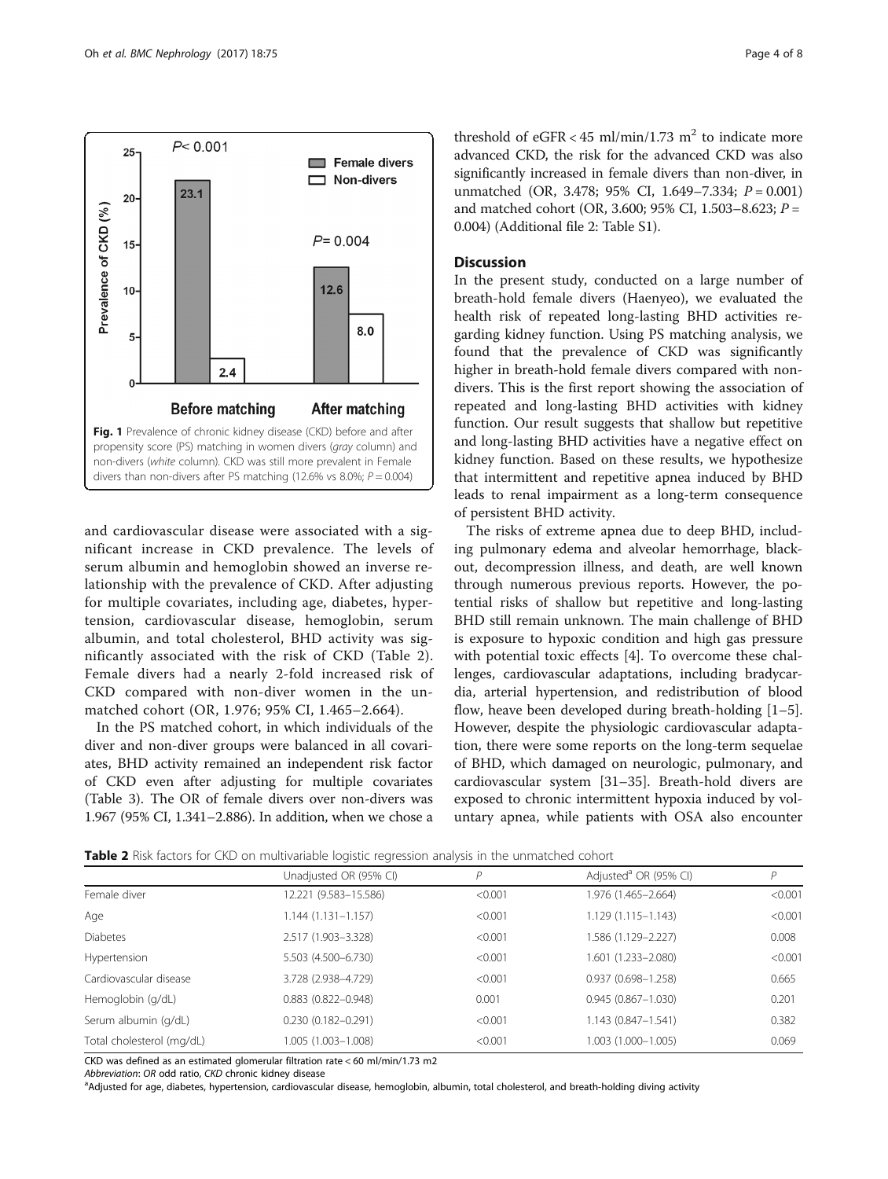P< 0.001

P= 0.004

Female divers

Non-divers

Prevalence of CKD (%)

23.1

2.4

12.6

8.0

Before matching

After matching

**Fig. 1** Prevalence of chronic kidney disease (CKD) before and after propensity score (PS) matching in women divers (*gray* column) and non-divers (*white* column). CKD was still more prevalent in Female divers than non-divers after PS matching (12.6% vs 8.0%; $P = 0.004$)

and cardiovascular disease were associated with a significant increase in CKD prevalence. The levels of serum albumin and hemoglobin showed an inverse relationship with the prevalence of CKD. After adjusting for multiple covariates, including age, diabetes, hypertension, cardiovascular disease, hemoglobin, serum albumin, and total cholesterol, BHD activity was significantly associated with the risk of CKD (Table 2). Female divers had a nearly 2-fold increased risk of CKD compared with non-diver women in the unmatched cohort (OR, 1.976; 95% CI, 1.465–2.664).

In the PS matched cohort, in which individuals of the diver and non-diver groups were balanced in all covariates, BHD activity remained an independent risk factor of CKD even after adjusting for multiple covariates (Table 3). The OR of female divers over non-divers was 1.967 (95% CI, 1.341–2.886). In addition, when we chose a threshold of eGFR < 45 ml/min/1.73 $m^2$ to indicate more advanced CKD, the risk for the advanced CKD was also significantly increased in female divers than non-diver, in unmatched (OR, 3.478; 95% CI, 1.649–7.334; $P = 0.001$) and matched cohort (OR, 3.600; 95% CI, 1.503–8.623; $P = 0.004$) (Additional file 2: Table S1).

## Discussion

In the present study, conducted on a large number of breath-hold female divers (Haenyeo), we evaluated the health risk of repeated long-lasting BHD activities regarding kidney function. Using PS matching analysis, we found that the prevalence of CKD was significantly higher in breath-hold female divers compared with non-divers. This is the first report showing the association of repeated and long-lasting BHD activities with kidney function. Our result suggests that shallow but repetitive and long-lasting BHD activities have a negative effect on kidney function. Based on these results, we hypothesize that intermittent and repetitive apnea induced by BHD leads to renal impairment as a long-term consequence of persistent BHD activity.

The risks of extreme apnea due to deep BHD, including pulmonary edema and alveolar hemorrhage, blackout, decompression illness, and death, are well known through numerous previous reports. However, the potential risks of shallow but repetitive and long-lasting BHD still remain unknown. The main challenge of BHD is exposure to hypoxic condition and high gas pressure with potential toxic effects [4]. To overcome these challenges, cardiovascular adaptations, including bradycardia, arterial hypertension, and redistribution of blood flow, heave been developed during breath-holding [1–5]. However, despite the physiologic cardiovascular adaptation, there were some reports on the long-term sequelae of BHD, which damaged on neurologic, pulmonary, and cardiovascular system [31–35]. Breath-hold divers are exposed to chronic intermittent hypoxia induced by voluntary apnea, while patients with OSA also encounter

**Table 2** Risk factors for CKD on multivariable logistic regression analysis in the unmatched cohort

| | Unadjusted OR (95% CI) | P | Adjusted[a] OR (95% CI) | P |
|---|---|---|---|---|
| Female diver | 12.221 (9.583–15.586) | <0.001 | 1.976 (1.465–2.664) | <0.001 |
| Age | 1.144 (1.131–1.157) | <0.001 | 1.129 (1.115–1.143) | <0.001 |
| Diabetes | 2.517 (1.903–3.328) | <0.001 | 1.586 (1.129–2.227) | 0.008 |
| Hypertension | 5.503 (4.500–6.730) | <0.001 | 1.601 (1.233–2.080) | <0.001 |
| Cardiovascular disease | 3.728 (2.938–4.729) | <0.001 | 0.937 (0.698–1.258) | 0.665 |
| Hemoglobin (g/dL) | 0.883 (0.822–0.948) | 0.001 | 0.945 (0.867–1.030) | 0.201 |
| Serum albumin (g/dL) | 0.230 (0.182–0.291) | <0.001 | 1.143 (0.847–1.541) | 0.382 |
| Total cholesterol (mg/dL) | 1.005 (1.003–1.008) | <0.001 | 1.003 (1.000–1.005) | 0.069 |

CKD was defined as an estimated glomerular filtration rate < 60 ml/min/1.73 m2

*Abbreviation*: *OR* odd ratio, *CKD* chronic kidney disease

[a]Adjusted for age, diabetes, hypertension, cardiovascular disease, hemoglobin, albumin, total cholesterol, and breath-holding diving activity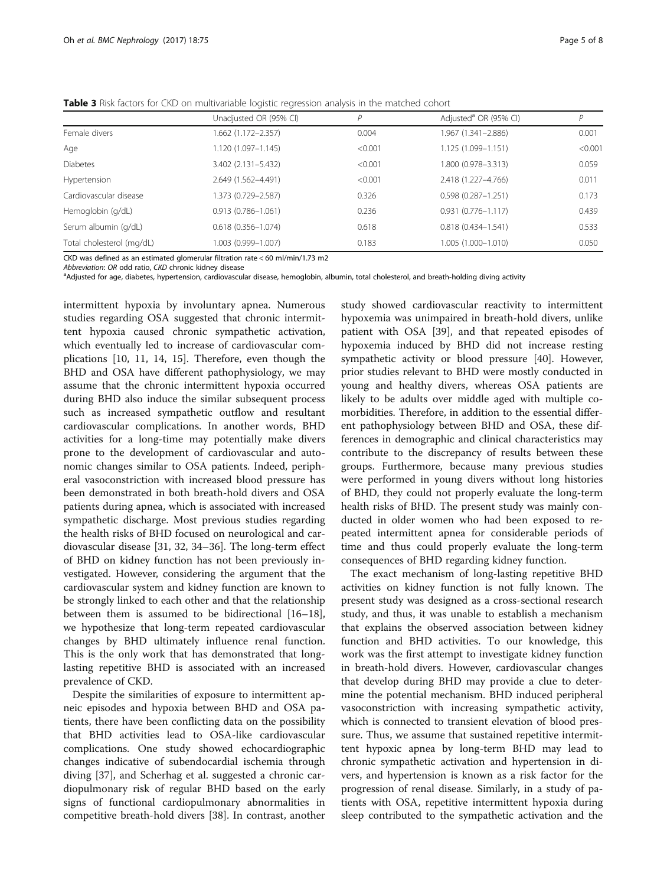**Table 3** Risk factors for CKD on multivariable logistic regression analysis in the matched cohort

| | Unadjusted OR (95% CI) | P | Adjusted[a] OR (95% CI) | P |
|---|---|---|---|---|
| Female divers | 1.662 (1.172–2.357) | 0.004 | 1.967 (1.341–2.886) | 0.001 |
| Age | 1.120 (1.097–1.145) | <0.001 | 1.125 (1.099–1.151) | <0.001 |
| Diabetes | 3.402 (2.131–5.432) | <0.001 | 1.800 (0.978–3.313) | 0.059 |
| Hypertension | 2.649 (1.562–4.491) | <0.001 | 2.418 (1.227–4.766) | 0.011 |
| Cardiovascular disease | 1.373 (0.729–2.587) | 0.326 | 0.598 (0.287–1.251) | 0.173 |
| Hemoglobin (g/dL) | 0.913 (0.786–1.061) | 0.236 | 0.931 (0.776–1.117) | 0.439 |
| Serum albumin (g/dL) | 0.618 (0.356–1.074) | 0.618 | 0.818 (0.434–1.541) | 0.533 |
| Total cholesterol (mg/dL) | 1.003 (0.999–1.007) | 0.183 | 1.005 (1.000–1.010) | 0.050 |

CKD was defined as an estimated glomerular filtration rate < 60 ml/min/1.73 m2

*Abbreviation*: *OR* odd ratio, *CKD* chronic kidney disease

[a]Adjusted for age, diabetes, hypertension, cardiovascular disease, hemoglobin, albumin, total cholesterol, and breath-holding diving activity

intermittent hypoxia by involuntary apnea. Numerous studies regarding OSA suggested that chronic intermittent hypoxia caused chronic sympathetic activation, which eventually led to increase of cardiovascular complications [10, 11, 14, 15]. Therefore, even though the BHD and OSA have different pathophysiology, we may assume that the chronic intermittent hypoxia occurred during BHD also induce the similar subsequent process such as increased sympathetic outflow and resultant cardiovascular complications. In another words, BHD activities for a long-time may potentially make divers prone to the development of cardiovascular and autonomic changes similar to OSA patients. Indeed, peripheral vasoconstriction with increased blood pressure has been demonstrated in both breath-hold divers and OSA patients during apnea, which is associated with increased sympathetic discharge. Most previous studies regarding the health risks of BHD focused on neurological and cardiovascular disease [31, 32, 34–36]. The long-term effect of BHD on kidney function has not been previously investigated. However, considering the argument that the cardiovascular system and kidney function are known to be strongly linked to each other and that the relationship between them is assumed to be bidirectional [16–18], we hypothesize that long-term repeated cardiovascular changes by BHD ultimately influence renal function. This is the only work that has demonstrated that long-lasting repetitive BHD is associated with an increased prevalence of CKD.

Despite the similarities of exposure to intermittent apneic episodes and hypoxia between BHD and OSA patients, there have been conflicting data on the possibility that BHD activities lead to OSA-like cardiovascular complications. One study showed echocardiographic changes indicative of subendocardial ischemia through diving [37], and Scherhag et al. suggested a chronic cardiopulmonary risk of regular BHD based on the early signs of functional cardiopulmonary abnormalities in competitive breath-hold divers [38]. In contrast, another study showed cardiovascular reactivity to intermittent hypoxemia was unimpaired in breath-hold divers, unlike patient with OSA [39], and that repeated episodes of hypoxemia induced by BHD did not increase resting sympathetic activity or blood pressure [40]. However, prior studies relevant to BHD were mostly conducted in young and healthy divers, whereas OSA patients are likely to be adults over middle aged with multiple comorbidities. Therefore, in addition to the essential different pathophysiology between BHD and OSA, these differences in demographic and clinical characteristics may contribute to the discrepancy of results between these groups. Furthermore, because many previous studies were performed in young divers without long histories of BHD, they could not properly evaluate the long-term health risks of BHD. The present study was mainly conducted in older women who had been exposed to repeated intermittent apnea for considerable periods of time and thus could properly evaluate the long-term consequences of BHD regarding kidney function.

The exact mechanism of long-lasting repetitive BHD activities on kidney function is not fully known. The present study was designed as a cross-sectional research study, and thus, it was unable to establish a mechanism that explains the observed association between kidney function and BHD activities. To our knowledge, this work was the first attempt to investigate kidney function in breath-hold divers. However, cardiovascular changes that develop during BHD may provide a clue to determine the potential mechanism. BHD induced peripheral vasoconstriction with increasing sympathetic activity, which is connected to transient elevation of blood pressure. Thus, we assume that sustained repetitive intermittent hypoxic apnea by long-term BHD may lead to chronic sympathetic activation and hypertension in divers, and hypertension is known as a risk factor for the progression of renal disease. Similarly, in a study of patients with OSA, repetitive intermittent hypoxia during sleep contributed to the sympathetic activation and the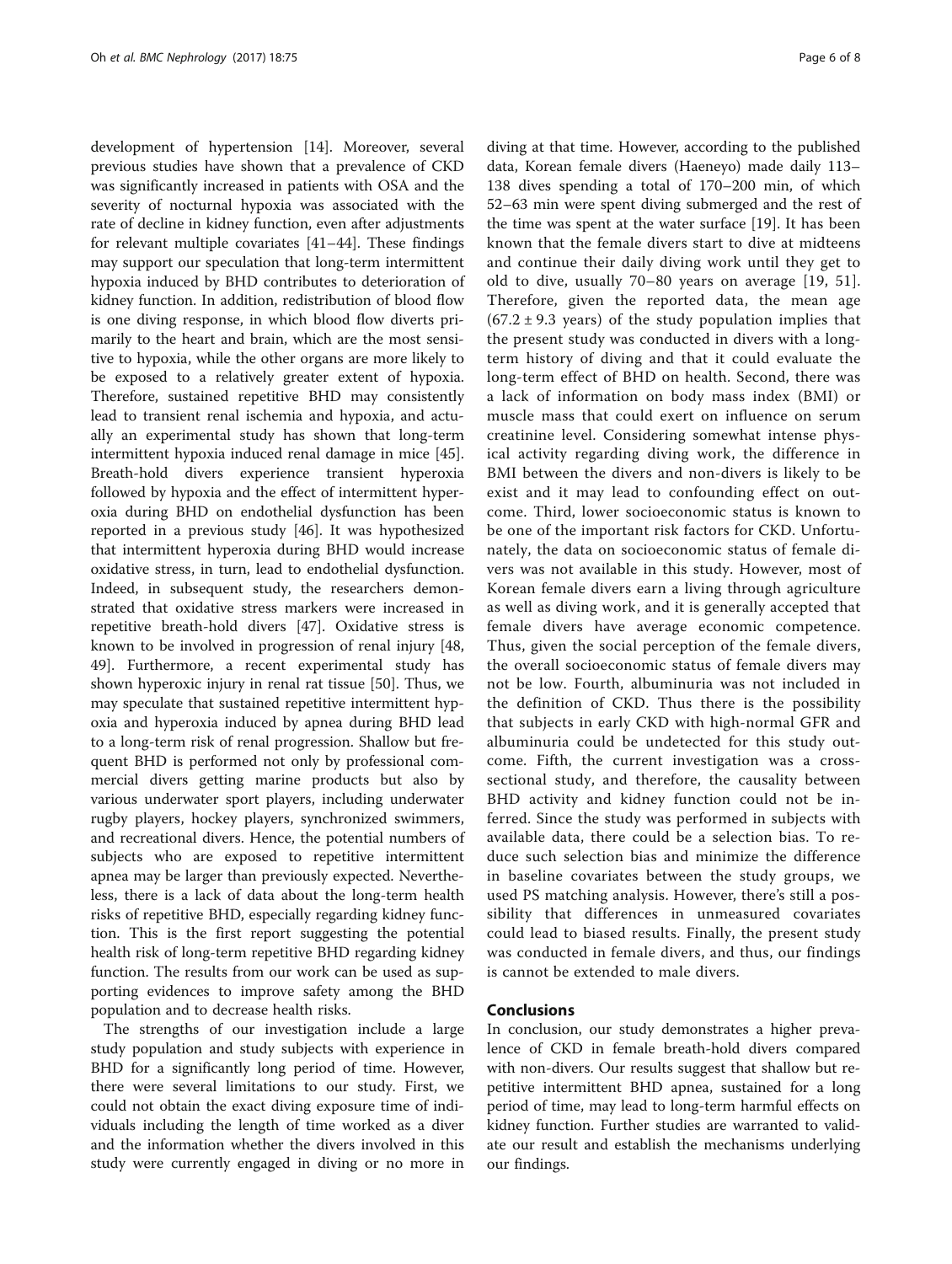development of hypertension [14]. Moreover, several previous studies have shown that a prevalence of CKD was significantly increased in patients with OSA and the severity of nocturnal hypoxia was associated with the rate of decline in kidney function, even after adjustments for relevant multiple covariates [41–44]. These findings may support our speculation that long-term intermittent hypoxia induced by BHD contributes to deterioration of kidney function. In addition, redistribution of blood flow is one diving response, in which blood flow diverts primarily to the heart and brain, which are the most sensitive to hypoxia, while the other organs are more likely to be exposed to a relatively greater extent of hypoxia. Therefore, sustained repetitive BHD may consistently lead to transient renal ischemia and hypoxia, and actually an experimental study has shown that long-term intermittent hypoxia induced renal damage in mice [45]. Breath-hold divers experience transient hyperoxia followed by hypoxia and the effect of intermittent hyperoxia during BHD on endothelial dysfunction has been reported in a previous study [46]. It was hypothesized that intermittent hyperoxia during BHD would increase oxidative stress, in turn, lead to endothelial dysfunction. Indeed, in subsequent study, the researchers demonstrated that oxidative stress markers were increased in repetitive breath-hold divers [47]. Oxidative stress is known to be involved in progression of renal injury [48, 49]. Furthermore, a recent experimental study has shown hyperoxic injury in renal rat tissue [50]. Thus, we may speculate that sustained repetitive intermittent hypoxia and hyperoxia induced by apnea during BHD lead to a long-term risk of renal progression. Shallow but frequent BHD is performed not only by professional commercial divers getting marine products but also by various underwater sport players, including underwater rugby players, hockey players, synchronized swimmers, and recreational divers. Hence, the potential numbers of subjects who are exposed to repetitive intermittent apnea may be larger than previously expected. Nevertheless, there is a lack of data about the long-term health risks of repetitive BHD, especially regarding kidney function. This is the first report suggesting the potential health risk of long-term repetitive BHD regarding kidney function. The results from our work can be used as supporting evidences to improve safety among the BHD population and to decrease health risks.

The strengths of our investigation include a large study population and study subjects with experience in BHD for a significantly long period of time. However, there were several limitations to our study. First, we could not obtain the exact diving exposure time of individuals including the length of time worked as a diver and the information whether the divers involved in this study were currently engaged in diving or no more in diving at that time. However, according to the published data, Korean female divers (Haeneyo) made daily 113–138 dives spending a total of 170–200 min, of which 52–63 min were spent diving submerged and the rest of the time was spent at the water surface [19]. It has been known that the female divers start to dive at midteens and continue their daily diving work until they get to old to dive, usually 70–80 years on average [19, 51]. Therefore, given the reported data, the mean age (67.2 ± 9.3 years) of the study population implies that the present study was conducted in divers with a long-term history of diving and that it could evaluate the long-term effect of BHD on health. Second, there was a lack of information on body mass index (BMI) or muscle mass that could exert on influence on serum creatinine level. Considering somewhat intense physical activity regarding diving work, the difference in BMI between the divers and non-divers is likely to be exist and it may lead to confounding effect on outcome. Third, lower socioeconomic status is known to be one of the important risk factors for CKD. Unfortunately, the data on socioeconomic status of female divers was not available in this study. However, most of Korean female divers earn a living through agriculture as well as diving work, and it is generally accepted that female divers have average economic competence. Thus, given the social perception of the female divers, the overall socioeconomic status of female divers may not be low. Fourth, albuminuria was not included in the definition of CKD. Thus there is the possibility that subjects in early CKD with high-normal GFR and albuminuria could be undetected for this study outcome. Fifth, the current investigation was a cross-sectional study, and therefore, the causality between BHD activity and kidney function could not be inferred. Since the study was performed in subjects with available data, there could be a selection bias. To reduce such selection bias and minimize the difference in baseline covariates between the study groups, we used PS matching analysis. However, there's still a possibility that differences in unmeasured covariates could lead to biased results. Finally, the present study was conducted in female divers, and thus, our findings is cannot be extended to male divers.

## Conclusions

In conclusion, our study demonstrates a higher prevalence of CKD in female breath-hold divers compared with non-divers. Our results suggest that shallow but repetitive intermittent BHD apnea, sustained for a long period of time, may lead to long-term harmful effects on kidney function. Further studies are warranted to validate our result and establish the mechanisms underlying our findings.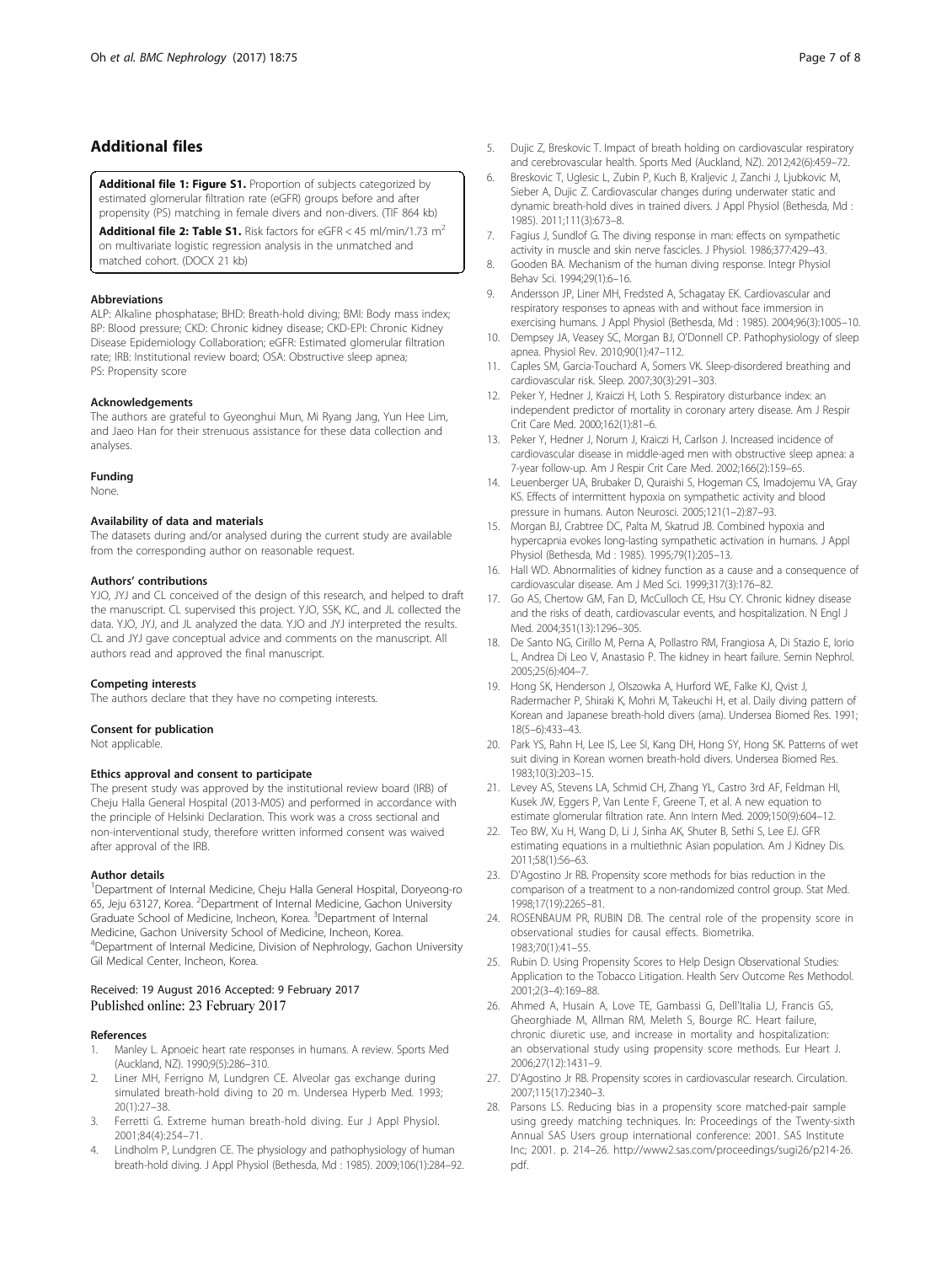## Additional files

**Additional file 1: Figure S1.** Proportion of subjects categorized by estimated glomerular filtration rate (eGFR) groups before and after propensity (PS) matching in female divers and non-divers. (TIF 864 kb)

**Additional file 2: Table S1.** Risk factors for eGFR < 45 ml/min/1.73 m$^2$ on multivariate logistic regression analysis in the unmatched and matched cohort. (DOCX 21 kb)

#### Abbreviations

ALP: Alkaline phosphatase; BHD: Breath-hold diving; BMI: Body mass index; BP: Blood pressure; CKD: Chronic kidney disease; CKD-EPI: Chronic Kidney Disease Epidemiology Collaboration; eGFR: Estimated glomerular filtration rate; IRB: Institutional review board; OSA: Obstructive sleep apnea; PS: Propensity score

#### Acknowledgements

The authors are grateful to Gyeonghui Mun, Mi Ryang Jang, Yun Hee Lim, and Jaeo Han for their strenuous assistance for these data collection and analyses.

#### Funding

None.

#### Availability of data and materials

The datasets during and/or analysed during the current study are available from the corresponding author on reasonable request.

#### Authors' contributions

YJO, JYJ and CL conceived of the design of this research, and helped to draft the manuscript. CL supervised this project. YJO, SSK, KC, and JL collected the data. YJO, JYJ, and JL analyzed the data. YJO and JYJ interpreted the results. CL and JYJ gave conceptual advice and comments on the manuscript. All authors read and approved the final manuscript.

#### Competing interests

The authors declare that they have no competing interests.

#### Consent for publication

Not applicable.

#### Ethics approval and consent to participate

The present study was approved by the institutional review board (IRB) of Cheju Halla General Hospital (2013-M05) and performed in accordance with the principle of Helsinki Declaration. This work was a cross sectional and non-interventional study, therefore written informed consent was waived after approval of the IRB.

#### Author details

[1]Department of Internal Medicine, Cheju Halla General Hospital, Doryeong-ro 65, Jeju 63127, Korea. [2]Department of Internal Medicine, Gachon University Graduate School of Medicine, Incheon, Korea. [3]Department of Internal Medicine, Gachon University School of Medicine, Incheon, Korea. [4]Department of Internal Medicine, Division of Nephrology, Gachon University Gil Medical Center, Incheon, Korea.

Received: 19 August 2016 Accepted: 9 February 2017
Published online: 23 February 2017

#### References

1. Manley L. Apnoeic heart rate responses in humans. A review. Sports Med (Auckland, NZ). 1990;9(5):286–310.
2. Liner MH, Ferrigno M, Lundgren CE. Alveolar gas exchange during simulated breath-hold diving to 20 m. Undersea Hyperb Med. 1993; 20(1):27–38.
3. Ferretti G. Extreme human breath-hold diving. Eur J Appl Physiol. 2001;84(4):254–71.
4. Lindholm P, Lundgren CE. The physiology and pathophysiology of human breath-hold diving. J Appl Physiol (Bethesda, Md : 1985). 2009;106(1):284–92.
5. Dujic Z, Breskovic T. Impact of breath holding on cardiovascular respiratory and cerebrovascular health. Sports Med (Auckland, NZ). 2012;42(6):459–72.
6. Breskovic T, Uglesic L, Zubin P, Kuch B, Kraljevic J, Zanchi J, Ljubkovic M, Sieber A, Dujic Z. Cardiovascular changes during underwater static and dynamic breath-hold dives in trained divers. J Appl Physiol (Bethesda, Md : 1985). 2011;111(3):673–8.
7. Fagius J, Sundlof G. The diving response in man: effects on sympathetic activity in muscle and skin nerve fascicles. J Physiol. 1986;377:429–43.
8. Gooden BA. Mechanism of the human diving response. Integr Physiol Behav Sci. 1994;29(1):6–16.
9. Andersson JP, Liner MH, Fredsted A, Schagatay EK. Cardiovascular and respiratory responses to apneas with and without face immersion in exercising humans. J Appl Physiol (Bethesda, Md : 1985). 2004;96(3):1005–10.
10. Dempsey JA, Veasey SC, Morgan BJ, O'Donnell CP. Pathophysiology of sleep apnea. Physiol Rev. 2010;90(1):47–112.
11. Caples SM, Garcia-Touchard A, Somers VK. Sleep-disordered breathing and cardiovascular risk. Sleep. 2007;30(3):291–303.
12. Peker Y, Hedner J, Kraiczi H, Loth S. Respiratory disturbance index: an independent predictor of mortality in coronary artery disease. Am J Respir Crit Care Med. 2000;162(1):81–6.
13. Peker Y, Hedner J, Norum J, Kraiczi H, Carlson J. Increased incidence of cardiovascular disease in middle-aged men with obstructive sleep apnea: a 7-year follow-up. Am J Respir Crit Care Med. 2002;166(2):159–65.
14. Leuenberger UA, Brubaker D, Quraishi S, Hogeman CS, Imadojemu VA, Gray KS. Effects of intermittent hypoxia on sympathetic activity and blood pressure in humans. Auton Neurosci. 2005;121(1–2):87–93.
15. Morgan BJ, Crabtree DC, Palta M, Skatrud JB. Combined hypoxia and hypercapnia evokes long-lasting sympathetic activation in humans. J Appl Physiol (Bethesda, Md : 1985). 1995;79(1):205–13.
16. Hall WD. Abnormalities of kidney function as a cause and a consequence of cardiovascular disease. Am J Med Sci. 1999;317(3):176–82.
17. Go AS, Chertow GM, Fan D, McCulloch CE, Hsu CY. Chronic kidney disease and the risks of death, cardiovascular events, and hospitalization. N Engl J Med. 2004;351(13):1296–305.
18. De Santo NG, Cirillo M, Perna A, Pollastro RM, Frangiosa A, Di Stazio E, Iorio L, Andrea Di Leo V, Anastasio P. The kidney in heart failure. Semin Nephrol. 2005;25(6):404–7.
19. Hong SK, Henderson J, Olszowka A, Hurford WE, Falke KJ, Qvist J, Radermacher P, Shiraki K, Mohri M, Takeuchi H, et al. Daily diving pattern of Korean and Japanese breath-hold divers (ama). Undersea Biomed Res. 1991; 18(5–6):433–43.
20. Park YS, Rahn H, Lee IS, Lee SI, Kang DH, Hong SY, Hong SK. Patterns of wet suit diving in Korean women breath-hold divers. Undersea Biomed Res. 1983;10(3):203–15.
21. Levey AS, Stevens LA, Schmid CH, Zhang YL, Castro 3rd AF, Feldman HI, Kusek JW, Eggers P, Van Lente F, Greene T, et al. A new equation to estimate glomerular filtration rate. Ann Intern Med. 2009;150(9):604–12.
22. Teo BW, Xu H, Wang D, Li J, Sinha AK, Shuter B, Sethi S, Lee EJ. GFR estimating equations in a multiethnic Asian population. Am J Kidney Dis. 2011;58(1):56–63.
23. D'Agostino Jr RB. Propensity score methods for bias reduction in the comparison of a treatment to a non-randomized control group. Stat Med. 1998;17(19):2265–81.
24. ROSENBAUM PR, RUBIN DB. The central role of the propensity score in observational studies for causal effects. Biometrika. 1983;70(1):41–55.
25. Rubin D. Using Propensity Scores to Help Design Observational Studies: Application to the Tobacco Litigation. Health Serv Outcome Res Methodol. 2001;2(3–4):169–88.
26. Ahmed A, Husain A, Love TE, Gambassi G, Dell'Italia LJ, Francis GS, Gheorghiade M, Allman RM, Meleth S, Bourge RC. Heart failure, chronic diuretic use, and increase in mortality and hospitalization: an observational study using propensity score methods. Eur Heart J. 2006;27(12):1431–9.
27. D'Agostino Jr RB. Propensity scores in cardiovascular research. Circulation. 2007;115(17):2340–3.
28. Parsons LS. Reducing bias in a propensity score matched-pair sample using greedy matching techniques. In: Proceedings of the Twenty-sixth Annual SAS Users group international conference: 2001. SAS Institute Inc; 2001. p. 214–26. http://www2.sas.com/proceedings/sugi26/p214-26.pdf.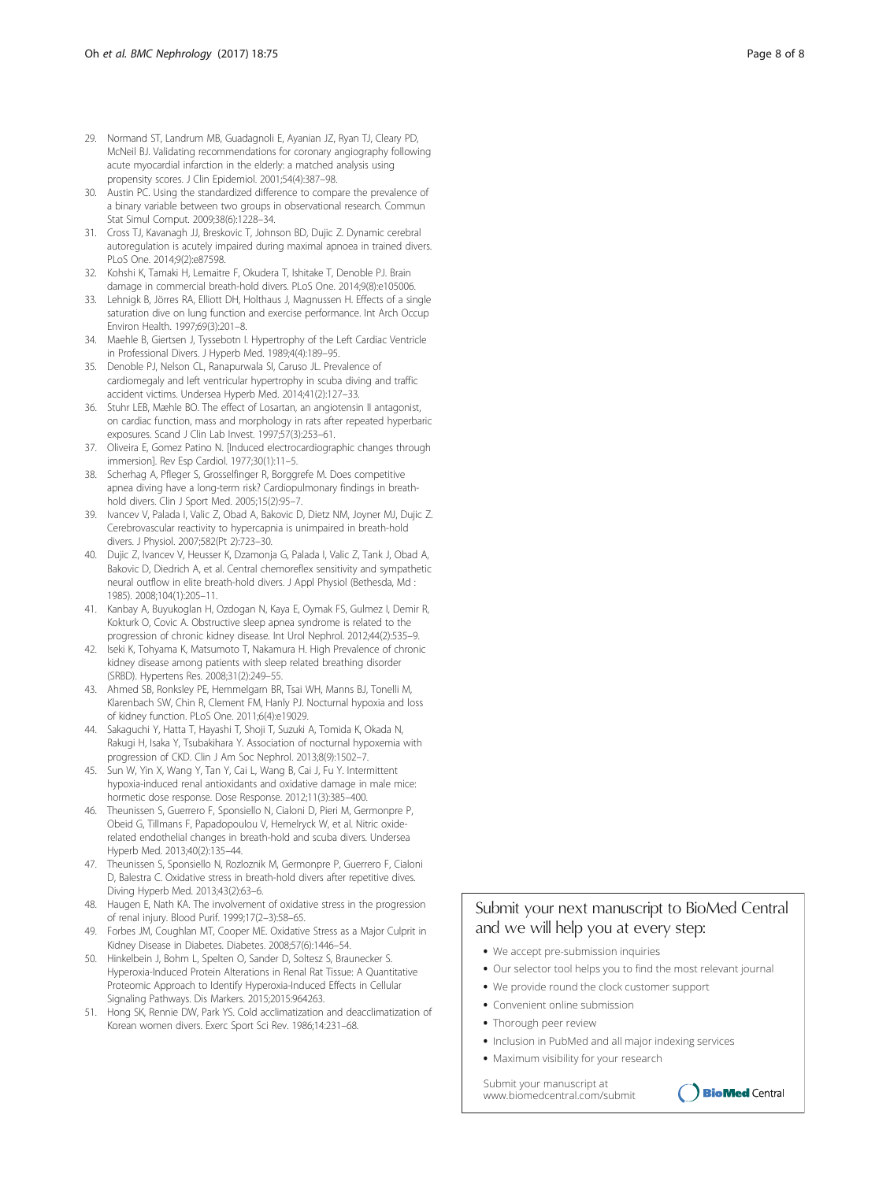29. Normand ST, Landrum MB, Guadagnoli E, Ayanian JZ, Ryan TJ, Cleary PD, McNeil BJ. Validating recommendations for coronary angiography following acute myocardial infarction in the elderly: a matched analysis using propensity scores. J Clin Epidemiol. 2001;54(4):387–98.
30. Austin PC. Using the standardized difference to compare the prevalence of a binary variable between two groups in observational research. Commun Stat Simul Comput. 2009;38(6):1228–34.
31. Cross TJ, Kavanagh JJ, Breskovic T, Johnson BD, Dujic Z. Dynamic cerebral autoregulation is acutely impaired during maximal apnoea in trained divers. PLoS One. 2014;9(2):e87598.
32. Kohshi K, Tamaki H, Lemaitre F, Okudera T, Ishitake T, Denoble PJ. Brain damage in commercial breath-hold divers. PLoS One. 2014;9(8):e105006.
33. Lehnigk B, Jörres RA, Elliott DH, Holthaus J, Magnussen H. Effects of a single saturation dive on lung function and exercise performance. Int Arch Occup Environ Health. 1997;69(3):201–8.
34. Maehle B, Giertsen J, Tyssebotn I. Hypertrophy of the Left Cardiac Ventricle in Professional Divers. J Hyperb Med. 1989;4(4):189–95.
35. Denoble PJ, Nelson CL, Ranapurwala SI, Caruso JL. Prevalence of cardiomegaly and left ventricular hypertrophy in scuba diving and traffic accident victims. Undersea Hyperb Med. 2014;41(2):127–33.
36. Stuhr LEB, Mæhle BO. The effect of Losartan, an angiotensin II antagonist, on cardiac function, mass and morphology in rats after repeated hyperbaric exposures. Scand J Clin Lab Invest. 1997;57(3):253–61.
37. Oliveira E, Gomez Patino N. [Induced electrocardiographic changes through immersion]. Rev Esp Cardiol. 1977;30(1):11–5.
38. Scherhag A, Pfleger S, Grosselfinger R, Borggrefe M. Does competitive apnea diving have a long-term risk? Cardiopulmonary findings in breath-hold divers. Clin J Sport Med. 2005;15(2):95–7.
39. Ivancev V, Palada I, Valic Z, Obad A, Bakovic D, Dietz NM, Joyner MJ, Dujic Z. Cerebrovascular reactivity to hypercapnia is unimpaired in breath-hold divers. J Physiol. 2007;582(Pt 2):723–30.
40. Dujic Z, Ivancev V, Heusser K, Dzamonja G, Palada I, Valic Z, Tank J, Obad A, Bakovic D, Diedrich A, et al. Central chemoreflex sensitivity and sympathetic neural outflow in elite breath-hold divers. J Appl Physiol (Bethesda, Md : 1985). 2008;104(1):205–11.
41. Kanbay A, Buyukoglan H, Ozdogan N, Kaya E, Oymak FS, Gulmez I, Demir R, Kokturk O, Covic A. Obstructive sleep apnea syndrome is related to the progression of chronic kidney disease. Int Urol Nephrol. 2012;44(2):535–9.
42. Iseki K, Tohyama K, Matsumoto T, Nakamura H. High Prevalence of chronic kidney disease among patients with sleep related breathing disorder (SRBD). Hypertens Res. 2008;31(2):249–55.
43. Ahmed SB, Ronksley PE, Hemmelgarn BR, Tsai WH, Manns BJ, Tonelli M, Klarenbach SW, Chin R, Clement FM, Hanly PJ. Nocturnal hypoxia and loss of kidney function. PLoS One. 2011;6(4):e19029.
44. Sakaguchi Y, Hatta T, Hayashi T, Shoji T, Suzuki A, Tomida K, Okada N, Rakugi H, Isaka Y, Tsubakihara Y. Association of nocturnal hypoxemia with progression of CKD. Clin J Am Soc Nephrol. 2013;8(9):1502–7.
45. Sun W, Yin X, Wang Y, Tan Y, Cai L, Wang B, Cai J, Fu Y. Intermittent hypoxia-induced renal antioxidants and oxidative damage in male mice: hormetic dose response. Dose Response. 2012;11(3):385–400.
46. Theunissen S, Guerrero F, Sponsiello N, Cialoni D, Pieri M, Germonpre P, Obeid G, Tillmans F, Papadopoulou V, Hemelryck W, et al. Nitric oxide-related endothelial changes in breath-hold and scuba divers. Undersea Hyperb Med. 2013;40(2):135–44.
47. Theunissen S, Sponsiello N, Rozloznik M, Germonpre P, Guerrero F, Cialoni D, Balestra C. Oxidative stress in breath-hold divers after repetitive dives. Diving Hyperb Med. 2013;43(2):63–6.
48. Haugen E, Nath KA. The involvement of oxidative stress in the progression of renal injury. Blood Purif. 1999;17(2–3):58–65.
49. Forbes JM, Coughlan MT, Cooper ME. Oxidative Stress as a Major Culprit in Kidney Disease in Diabetes. Diabetes. 2008;57(6):1446–54.
50. Hinkelbein J, Bohm L, Spelten O, Sander D, Soltesz S, Braunecker S. Hyperoxia-Induced Protein Alterations in Renal Rat Tissue: A Quantitative Proteomic Approach to Identify Hyperoxia-Induced Effects in Cellular Signaling Pathways. Dis Markers. 2015;2015:964263.
51. Hong SK, Rennie DW, Park YS. Cold acclimatization and deacclimatization of Korean women divers. Exerc Sport Sci Rev. 1986;14:231–68.

Submit your next manuscript to BioMed Central and we will help you at every step:

- We accept pre-submission inquiries
- Our selector tool helps you to find the most relevant journal
- We provide round the clock customer support
- Convenient online submission
- Thorough peer review
- Inclusion in PubMed and all major indexing services
- Maximum visibility for your research

Submit your manuscript at www.biomedcentral.com/submit

BioMed Central